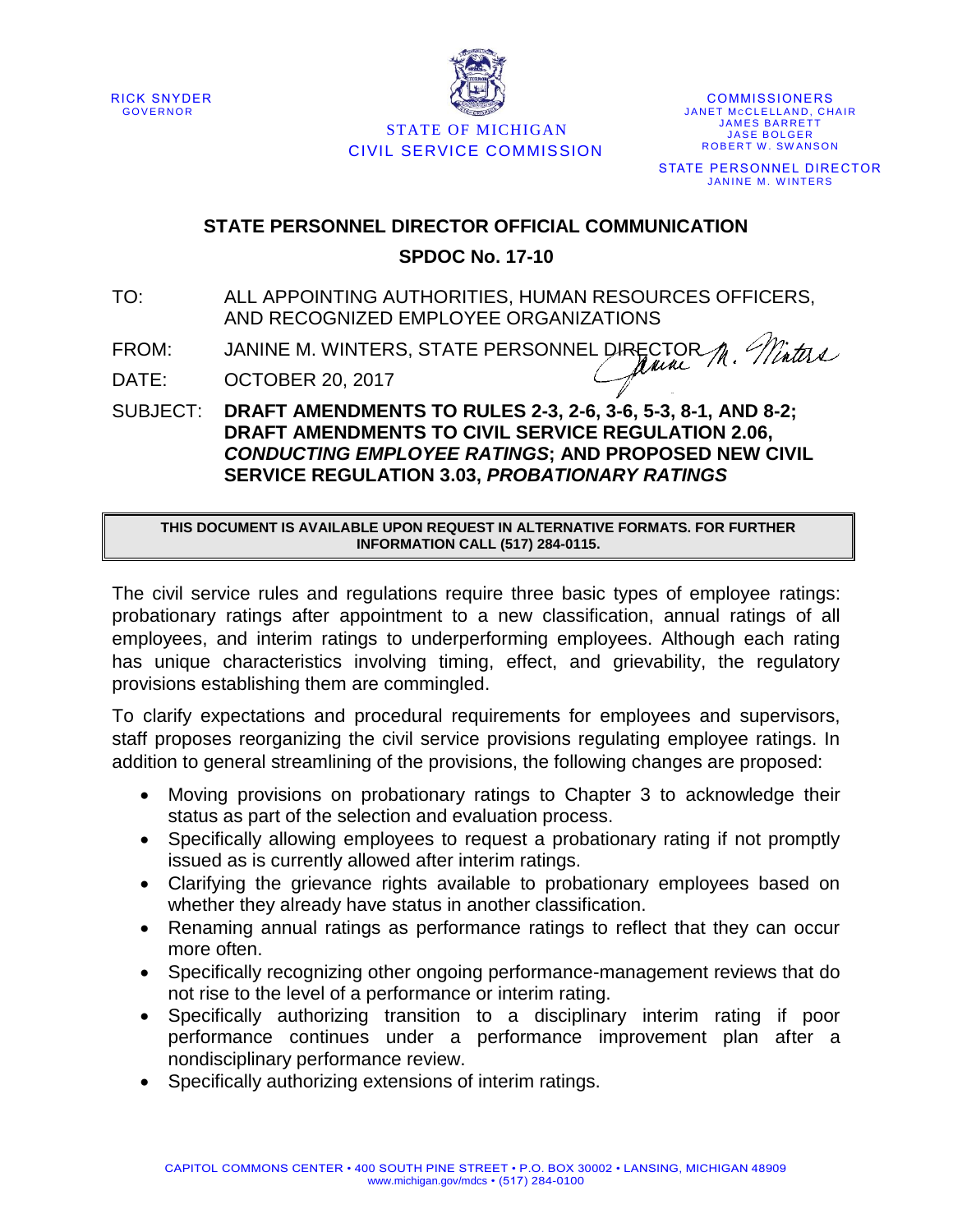RICK SNYDER
GOVERNOR

STATE OF MICHIGAN
CIVIL SERVICE COMMISSION

COMMISSIONERS
JANET McCLELLAND, CHAIR
JAMES BARRETT
JASE BOLGER
ROBERT W. SWANSON

STATE PERSONNEL DIRECTOR
JANINE M. WINTERS

# STATE PERSONNEL DIRECTOR OFFICIAL COMMUNICATION

## SPDOC No. 17-10

TO: ALL APPOINTING AUTHORITIES, HUMAN RESOURCES OFFICERS, AND RECOGNIZED EMPLOYEE ORGANIZATIONS

FROM: JANINE M. WINTERS, STATE PERSONNEL DIRECTOR

DATE: OCTOBER 20, 2017

SUBJECT: **DRAFT AMENDMENTS TO RULES 2-3, 2-6, 3-6, 5-3, 8-1, AND 8-2; DRAFT AMENDMENTS TO CIVIL SERVICE REGULATION 2.06, *CONDUCTING EMPLOYEE RATINGS*; AND PROPOSED NEW CIVIL SERVICE REGULATION 3.03, *PROBATIONARY RATINGS***

**THIS DOCUMENT IS AVAILABLE UPON REQUEST IN ALTERNATIVE FORMATS. FOR FURTHER INFORMATION CALL (517) 284-0115.**

The civil service rules and regulations require three basic types of employee ratings: probationary ratings after appointment to a new classification, annual ratings of all employees, and interim ratings to underperforming employees. Although each rating has unique characteristics involving timing, effect, and grievability, the regulatory provisions establishing them are commingled.

To clarify expectations and procedural requirements for employees and supervisors, staff proposes reorganizing the civil service provisions regulating employee ratings. In addition to general streamlining of the provisions, the following changes are proposed:

- Moving provisions on probationary ratings to Chapter 3 to acknowledge their status as part of the selection and evaluation process.
- Specifically allowing employees to request a probationary rating if not promptly issued as is currently allowed after interim ratings.
- Clarifying the grievance rights available to probationary employees based on whether they already have status in another classification.
- Renaming annual ratings as performance ratings to reflect that they can occur more often.
- Specifically recognizing other ongoing performance-management reviews that do not rise to the level of a performance or interim rating.
- Specifically authorizing transition to a disciplinary interim rating if poor performance continues under a performance improvement plan after a nondisciplinary performance review.
- Specifically authorizing extensions of interim ratings.

CAPITOL COMMONS CENTER • 400 SOUTH PINE STREET • P.O. BOX 30002 • LANSING, MICHIGAN 48909
www.michigan.gov/mdcs • (517) 284-0100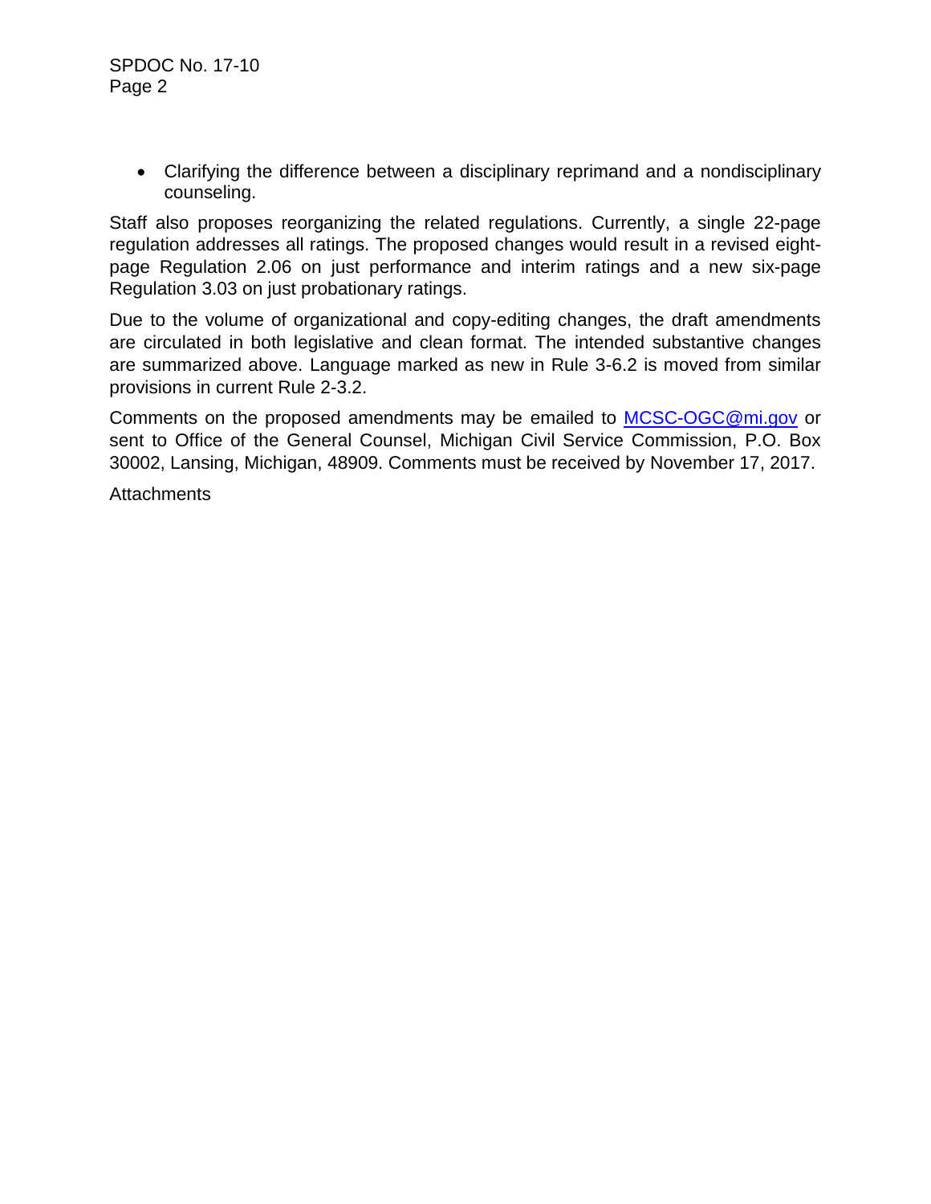- Clarifying the difference between a disciplinary reprimand and a nondisciplinary counseling.

Staff also proposes reorganizing the related regulations. Currently, a single 22-page regulation addresses all ratings. The proposed changes would result in a revised eight-page Regulation 2.06 on just performance and interim ratings and a new six-page Regulation 3.03 on just probationary ratings.

Due to the volume of organizational and copy-editing changes, the draft amendments are circulated in both legislative and clean format. The intended substantive changes are summarized above. Language marked as new in Rule 3-6.2 is moved from similar provisions in current Rule 2-3.2.

Comments on the proposed amendments may be emailed to MCSC-OGC@mi.gov or sent to Office of the General Counsel, Michigan Civil Service Commission, P.O. Box 30002, Lansing, Michigan, 48909. Comments must be received by November 17, 2017.

Attachments